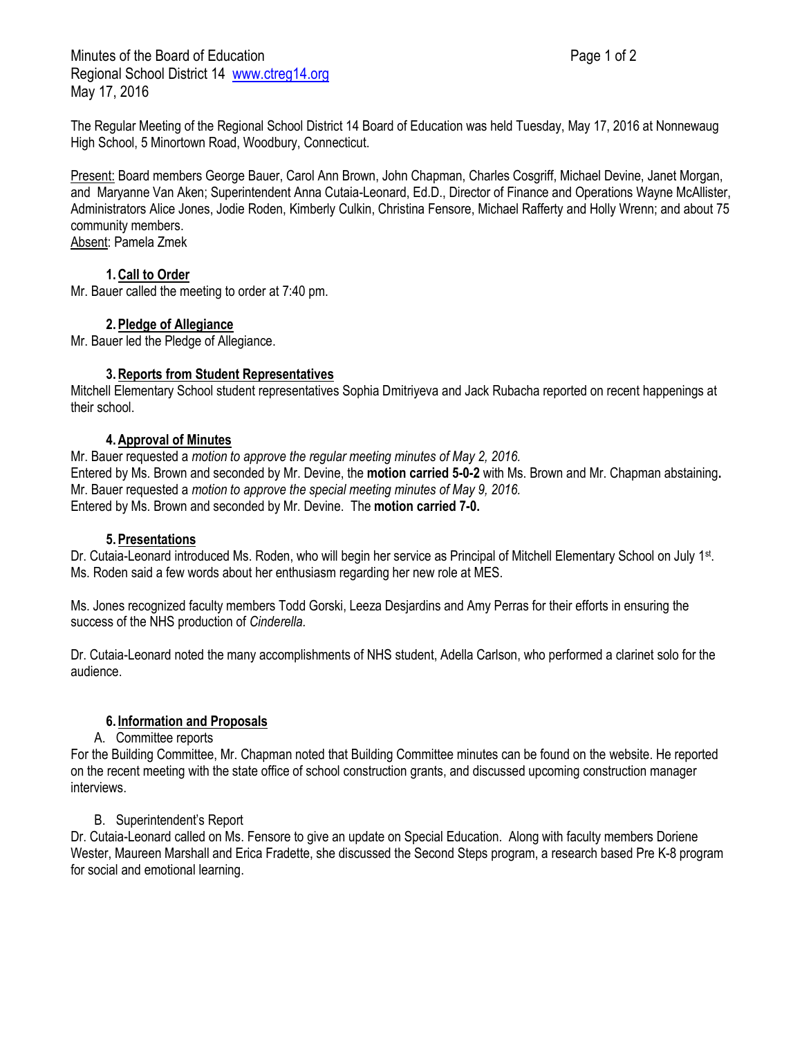Minutes of the Board of Education
Regional School District 14 www.ctreg14.org
May 17, 2016

The Regular Meeting of the Regional School District 14 Board of Education was held Tuesday, May 17, 2016 at Nonnewaug High School, 5 Minortown Road, Woodbury, Connecticut.

Present: Board members George Bauer, Carol Ann Brown, John Chapman, Charles Cosgriff, Michael Devine, Janet Morgan, and Maryanne Van Aken; Superintendent Anna Cutaia-Leonard, Ed.D., Director of Finance and Operations Wayne McAllister, Administrators Alice Jones, Jodie Roden, Kimberly Culkin, Christina Fensore, Michael Rafferty and Holly Wrenn; and about 75 community members.
Absent: Pamela Zmek

### 1. Call to Order

Mr. Bauer called the meeting to order at 7:40 pm.

### 2. Pledge of Allegiance

Mr. Bauer led the Pledge of Allegiance.

### 3. Reports from Student Representatives

Mitchell Elementary School student representatives Sophia Dmitriyeva and Jack Rubacha reported on recent happenings at their school.

### 4. Approval of Minutes

Mr. Bauer requested a *motion to approve the regular meeting minutes of May 2, 2016.*
Entered by Ms. Brown and seconded by Mr. Devine, the **motion carried 5-0-2** with Ms. Brown and Mr. Chapman abstaining**.**
Mr. Bauer requested a *motion to approve the special meeting minutes of May 9, 2016.*
Entered by Ms. Brown and seconded by Mr. Devine. The **motion carried 7-0.**

### 5. Presentations

Dr. Cutaia-Leonard introduced Ms. Roden, who will begin her service as Principal of Mitchell Elementary School on July 1st. Ms. Roden said a few words about her enthusiasm regarding her new role at MES.

Ms. Jones recognized faculty members Todd Gorski, Leeza Desjardins and Amy Perras for their efforts in ensuring the success of the NHS production of *Cinderella.*

Dr. Cutaia-Leonard noted the many accomplishments of NHS student, Adella Carlson, who performed a clarinet solo for the audience.

### 6. Information and Proposals

A. Committee reports

For the Building Committee, Mr. Chapman noted that Building Committee minutes can be found on the website. He reported on the recent meeting with the state office of school construction grants, and discussed upcoming construction manager interviews.

B. Superintendent's Report

Dr. Cutaia-Leonard called on Ms. Fensore to give an update on Special Education. Along with faculty members Doriene Wester, Maureen Marshall and Erica Fradette, she discussed the Second Steps program, a research based Pre K-8 program for social and emotional learning.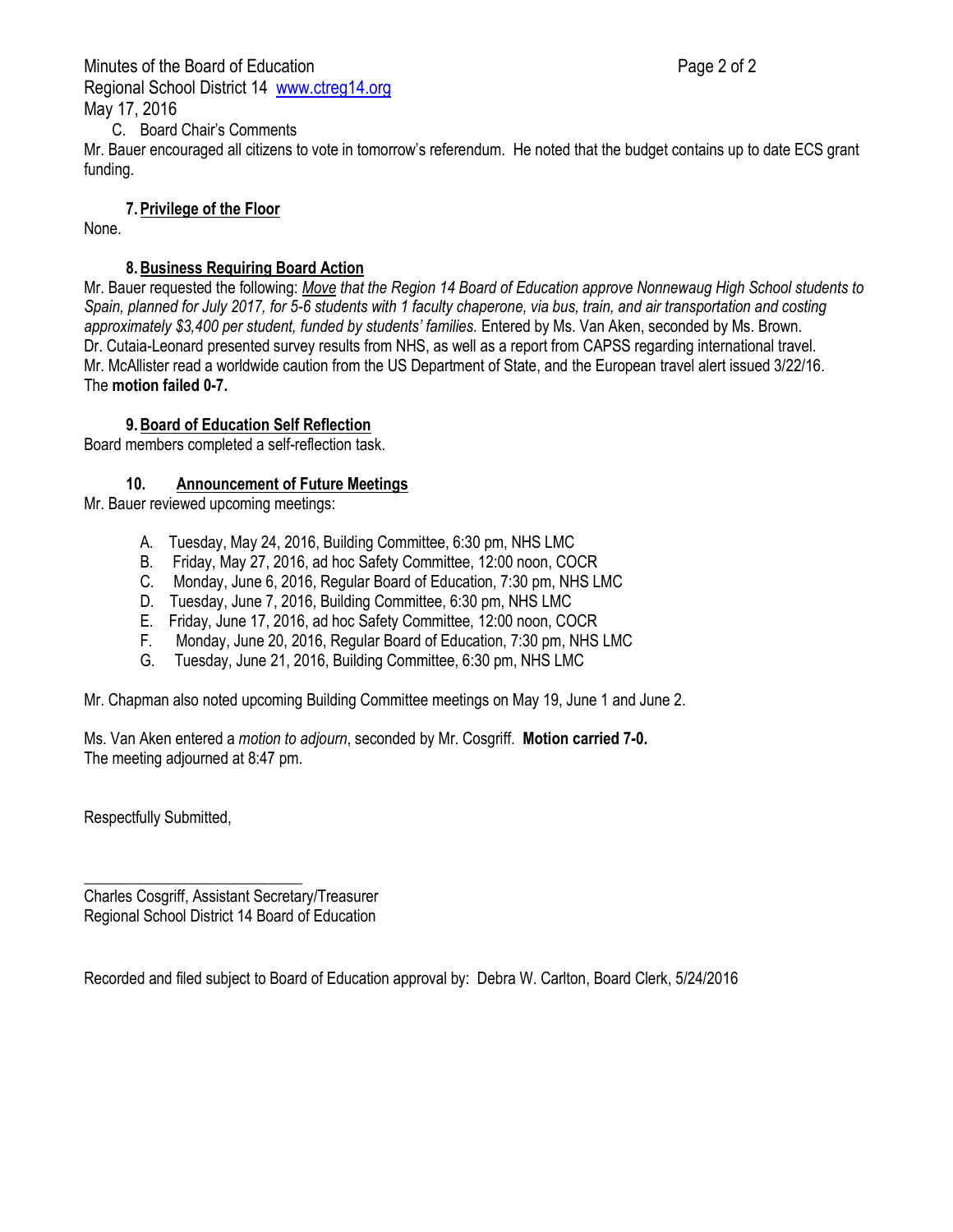C. Board Chair's Comments

Mr. Bauer encouraged all citizens to vote in tomorrow's referendum. He noted that the budget contains up to date ECS grant funding.

7. **Privilege of the Floor**

None.

8. **Business Requiring Board Action**

Mr. Bauer requested the following: *Move that the Region 14 Board of Education approve Nonnewaug High School students to Spain, planned for July 2017, for 5-6 students with 1 faculty chaperone, via bus, train, and air transportation and costing approximately $3,400 per student, funded by students' families.* Entered by Ms. Van Aken, seconded by Ms. Brown.
Dr. Cutaia-Leonard presented survey results from NHS, as well as a report from CAPSS regarding international travel.
Mr. McAllister read a worldwide caution from the US Department of State, and the European travel alert issued 3/22/16.
The **motion failed 0-7.**

9. **Board of Education Self Reflection**

Board members completed a self-reflection task.

10. **Announcement of Future Meetings**

Mr. Bauer reviewed upcoming meetings:

A. Tuesday, May 24, 2016, Building Committee, 6:30 pm, NHS LMC
B. Friday, May 27, 2016, ad hoc Safety Committee, 12:00 noon, COCR
C. Monday, June 6, 2016, Regular Board of Education, 7:30 pm, NHS LMC
D. Tuesday, June 7, 2016, Building Committee, 6:30 pm, NHS LMC
E. Friday, June 17, 2016, ad hoc Safety Committee, 12:00 noon, COCR
F. Monday, June 20, 2016, Regular Board of Education, 7:30 pm, NHS LMC
G. Tuesday, June 21, 2016, Building Committee, 6:30 pm, NHS LMC

Mr. Chapman also noted upcoming Building Committee meetings on May 19, June 1 and June 2.

Ms. Van Aken entered a *motion to adjourn*, seconded by Mr. Cosgriff. **Motion carried 7-0.**
The meeting adjourned at 8:47 pm.

Respectfully Submitted,

\_\_\_\_\_\_\_\_\_\_\_\_\_\_\_\_\_\_\_\_\_\_\_\_\_\_\_\_

Charles Cosgriff, Assistant Secretary/Treasurer
Regional School District 14 Board of Education

Recorded and filed subject to Board of Education approval by: Debra W. Carlton, Board Clerk, 5/24/2016